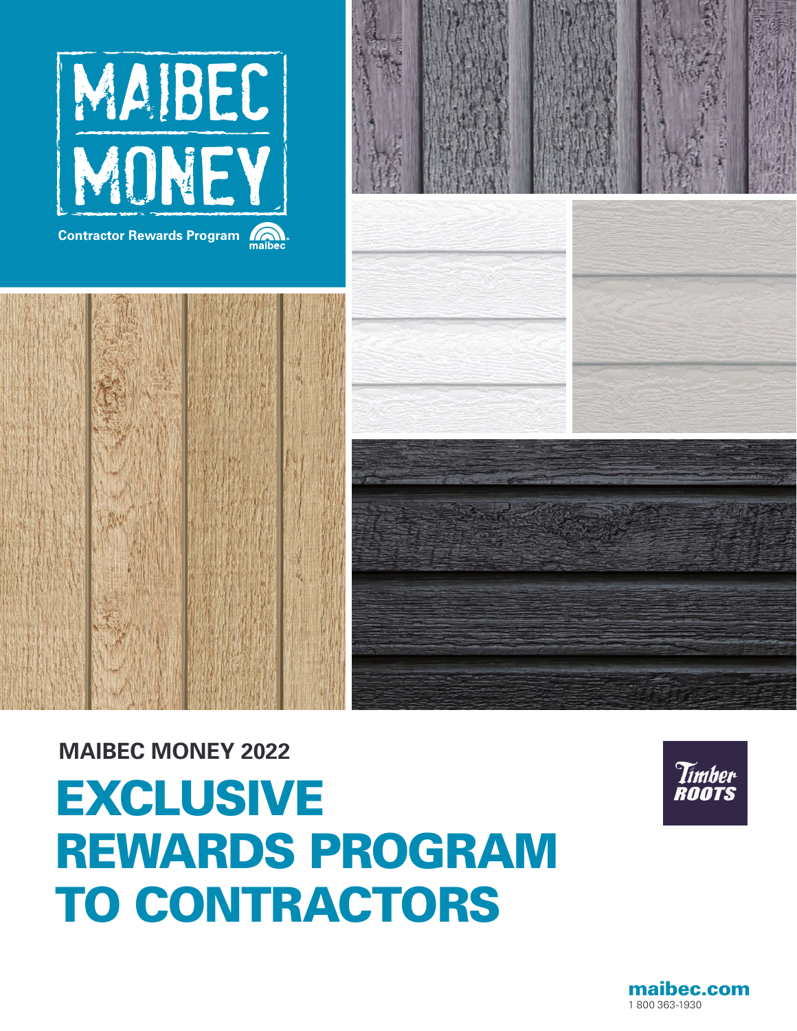# MAIBEC MONEY

Contractor Rewards Program

maibec

## MAIBEC MONEY 2022

# EXCLUSIVE REWARDS PROGRAM TO CONTRACTORS

Timber ROOTS

maibec.com
1 800 363-1930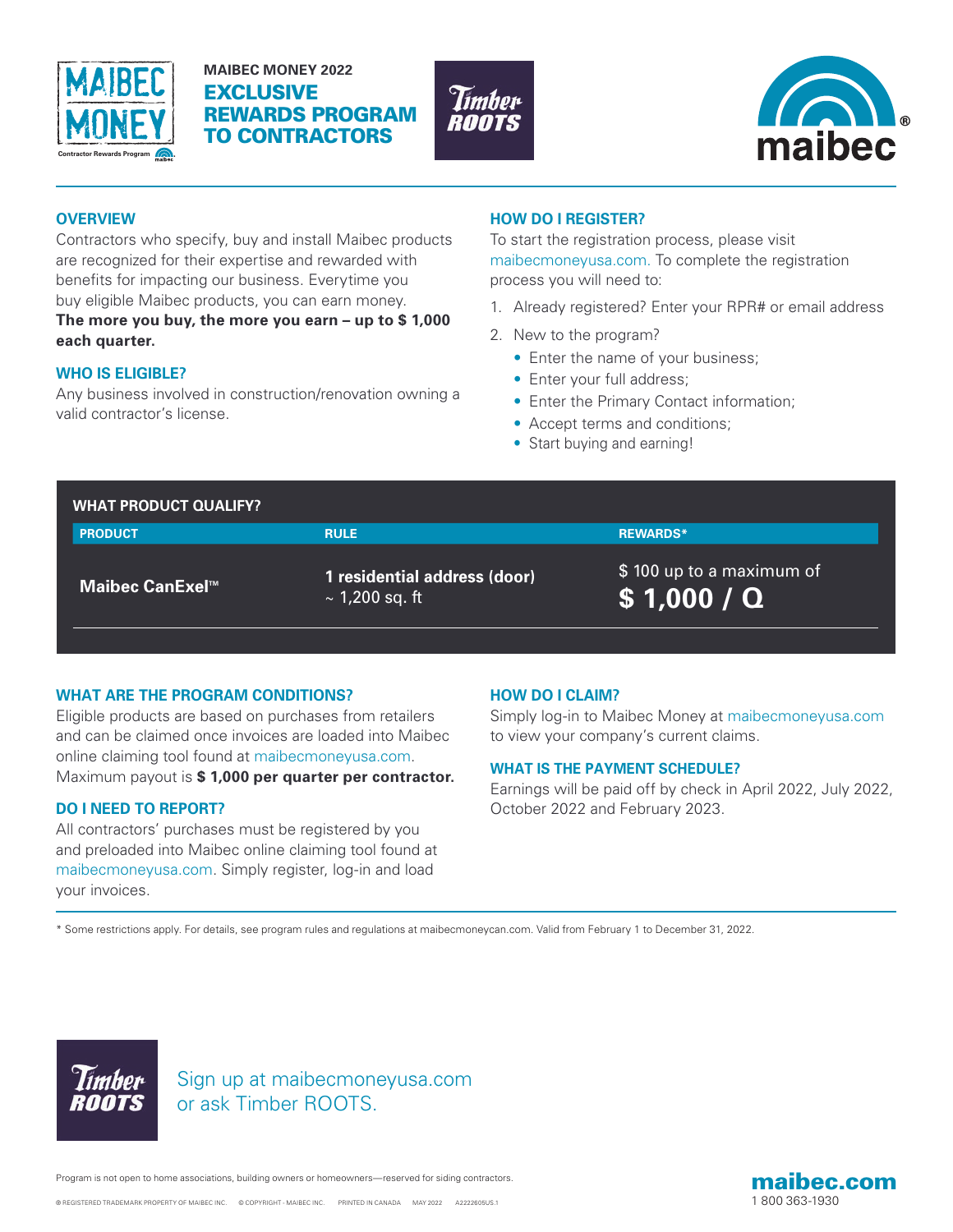MAIBEC MONEY 2022

# EXCLUSIVE REWARDS PROGRAM TO CONTRACTORS

## OVERVIEW

Contractors who specify, buy and install Maibec products are recognized for their expertise and rewarded with benefits for impacting our business. Everytime you buy eligible Maibec products, you can earn money. **The more you buy, the more you earn – up to $ 1,000 each quarter.**

## WHO IS ELIGIBLE?

Any business involved in construction/renovation owning a valid contractor's license.

## HOW DO I REGISTER?

To start the registration process, please visit maibecmoneyusa.com. To complete the registration process you will need to:

1. Already registered? Enter your RPR# or email address
2. New to the program?
   - Enter the name of your business;
   - Enter your full address;
   - Enter the Primary Contact information;
   - Accept terms and conditions;
   - Start buying and earning!

## WHAT PRODUCT QUALIFY?

| PRODUCT | RULE | REWARDS* |
| --- | --- | --- |
| **Maibec CanExel™** | **1 residential address (door)** ~ 1,200 sq. ft | $ 100 up to a maximum of **$ 1,000 / Q** |

## WHAT ARE THE PROGRAM CONDITIONS?

Eligible products are based on purchases from retailers and can be claimed once invoices are loaded into Maibec online claiming tool found at maibecmoneyusa.com. Maximum payout is **$ 1,000 per quarter per contractor.**

## DO I NEED TO REPORT?

All contractors' purchases must be registered by you and preloaded into Maibec online claiming tool found at maibecmoneyusa.com. Simply register, log-in and load your invoices.

## HOW DO I CLAIM?

Simply log-in to Maibec Money at maibecmoneyusa.com to view your company's current claims.

## WHAT IS THE PAYMENT SCHEDULE?

Earnings will be paid off by check in April 2022, July 2022, October 2022 and February 2023.

* Some restrictions apply. For details, see program rules and regulations at maibecmoneycan.com. Valid from February 1 to December 31, 2022.

Sign up at maibecmoneyusa.com or ask Timber ROOTS.

Program is not open to home associations, building owners or homeowners—reserved for siding contractors.

® REGISTERED TRADEMARK PROPERTY OF MAIBEC INC. © COPYRIGHT - MAIBEC INC. PRINTED IN CANADA MAY 2022 A2222605US.1

maibec.com
1 800 363-1930